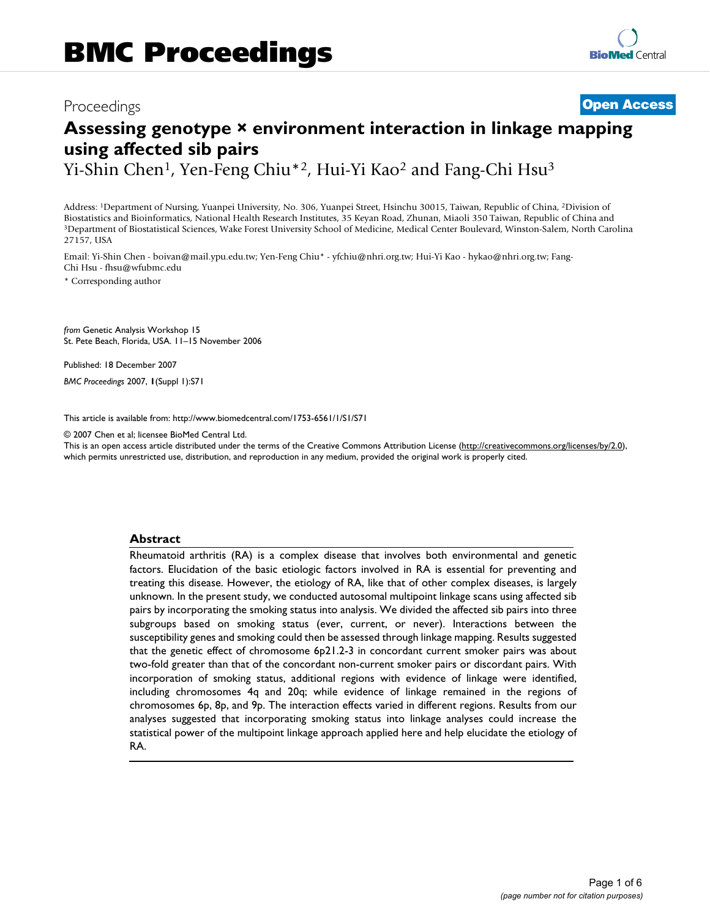# BMC Proceedings

Proceedings

**Open Access**

# Assessing genotype × environment interaction in linkage mapping using affected sib pairs

Yi-Shin Chen[1], Yen-Feng Chiu*[2], Hui-Yi Kao[2] and Fang-Chi Hsu[3]

Address: [1]Department of Nursing, Yuanpei University, No. 306, Yuanpei Street, Hsinchu 30015, Taiwan, Republic of China, [2]Division of Biostatistics and Bioinformatics, National Health Research Institutes, 35 Keyan Road, Zhunan, Miaoli 350 Taiwan, Republic of China and [3]Department of Biostatistical Sciences, Wake Forest University School of Medicine, Medical Center Boulevard, Winston-Salem, North Carolina 27157, USA

Email: Yi-Shin Chen - boivan@mail.ypu.edu.tw; Yen-Feng Chiu* - yfchiu@nhri.org.tw; Hui-Yi Kao - hykao@nhri.org.tw; Fang-Chi Hsu - fhsu@wfubmc.edu

* Corresponding author

*from* Genetic Analysis Workshop 15
St. Pete Beach, Florida, USA. 11–15 November 2006

Published: 18 December 2007

*BMC Proceedings* 2007, **1**(Suppl 1):S71

This article is available from: http://www.biomedcentral.com/1753-6561/1/S1/S71

© 2007 Chen et al; licensee BioMed Central Ltd.
This is an open access article distributed under the terms of the Creative Commons Attribution License (http://creativecommons.org/licenses/by/2.0), which permits unrestricted use, distribution, and reproduction in any medium, provided the original work is properly cited.

## Abstract

Rheumatoid arthritis (RA) is a complex disease that involves both environmental and genetic factors. Elucidation of the basic etiologic factors involved in RA is essential for preventing and treating this disease. However, the etiology of RA, like that of other complex diseases, is largely unknown. In the present study, we conducted autosomal multipoint linkage scans using affected sib pairs by incorporating the smoking status into analysis. We divided the affected sib pairs into three subgroups based on smoking status (ever, current, or never). Interactions between the susceptibility genes and smoking could then be assessed through linkage mapping. Results suggested that the genetic effect of chromosome 6p21.2-3 in concordant current smoker pairs was about two-fold greater than that of the concordant non-current smoker pairs or discordant pairs. With incorporation of smoking status, additional regions with evidence of linkage were identified, including chromosomes 4q and 20q; while evidence of linkage remained in the regions of chromosomes 6p, 8p, and 9p. The interaction effects varied in different regions. Results from our analyses suggested that incorporating smoking status into linkage analyses could increase the statistical power of the multipoint linkage approach applied here and help elucidate the etiology of RA.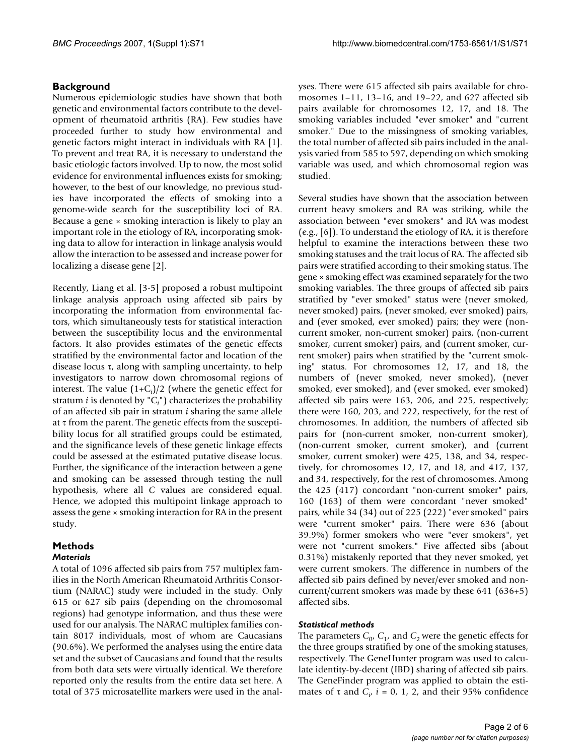## Background

Numerous epidemiologic studies have shown that both genetic and environmental factors contribute to the development of rheumatoid arthritis (RA). Few studies have proceeded further to study how environmental and genetic factors might interact in individuals with RA [1]. To prevent and treat RA, it is necessary to understand the basic etiologic factors involved. Up to now, the most solid evidence for environmental influences exists for smoking; however, to the best of our knowledge, no previous studies have incorporated the effects of smoking into a genome-wide search for the susceptibility loci of RA. Because a gene × smoking interaction is likely to play an important role in the etiology of RA, incorporating smoking data to allow for interaction in linkage analysis would allow the interaction to be assessed and increase power for localizing a disease gene [2].

Recently, Liang et al. [3-5] proposed a robust multipoint linkage analysis approach using affected sib pairs by incorporating the information from environmental factors, which simultaneously tests for statistical interaction between the susceptibility locus and the environmental factors. It also provides estimates of the genetic effects stratified by the environmental factor and location of the disease locus $\tau$, along with sampling uncertainty, to help investigators to narrow down chromosomal regions of interest. The value $(1+C_i)/2$ (where the genetic effect for stratum $i$ is denoted by "$C_i$") characterizes the probability of an affected sib pair in stratum $i$ sharing the same allele at $\tau$ from the parent. The genetic effects from the susceptibility locus for all stratified groups could be estimated, and the significance levels of these genetic linkage effects could be assessed at the estimated putative disease locus. Further, the significance of the interaction between a gene and smoking can be assessed through testing the null hypothesis, where all $C$ values are considered equal. Hence, we adopted this multipoint linkage approach to assess the gene × smoking interaction for RA in the present study.

## Methods

### *Materials*

A total of 1096 affected sib pairs from 757 multiplex families in the North American Rheumatoid Arthritis Consortium (NARAC) study were included in the study. Only 615 or 627 sib pairs (depending on the chromosomal regions) had genotype information, and thus these were used for our analysis. The NARAC multiplex families contain 8017 individuals, most of whom are Caucasians (90.6%). We performed the analyses using the entire data set and the subset of Caucasians and found that the results from both data sets were virtually identical. We therefore reported only the results from the entire data set here. A total of 375 microsatellite markers were used in the analyses. There were 615 affected sib pairs available for chromosomes 1–11, 13–16, and 19–22, and 627 affected sib pairs available for chromosomes 12, 17, and 18. The smoking variables included "ever smoker" and "current smoker." Due to the missingness of smoking variables, the total number of affected sib pairs included in the analysis varied from 585 to 597, depending on which smoking variable was used, and which chromosomal region was studied.

Several studies have shown that the association between current heavy smokers and RA was striking, while the association between "ever smokers" and RA was modest (e.g., [6]). To understand the etiology of RA, it is therefore helpful to examine the interactions between these two smoking statuses and the trait locus of RA. The affected sib pairs were stratified according to their smoking status. The gene × smoking effect was examined separately for the two smoking variables. The three groups of affected sib pairs stratified by "ever smoked" status were (never smoked, never smoked) pairs, (never smoked, ever smoked) pairs, and (ever smoked, ever smoked) pairs; they were (non-current smoker, non-current smoker) pairs, (non-current smoker, current smoker) pairs, and (current smoker, current smoker) pairs when stratified by the "current smoking" status. For chromosomes 12, 17, and 18, the numbers of (never smoked, never smoked), (never smoked, ever smoked), and (ever smoked, ever smoked) affected sib pairs were 163, 206, and 225, respectively; there were 160, 203, and 222, respectively, for the rest of chromosomes. In addition, the numbers of affected sib pairs for (non-current smoker, non-current smoker), (non-current smoker, current smoker), and (current smoker, current smoker) were 425, 138, and 34, respectively, for chromosomes 12, 17, and 18, and 417, 137, and 34, respectively, for the rest of chromosomes. Among the 425 (417) concordant "non-current smoker" pairs, 160 (163) of them were concordant "never smoked" pairs, while 34 (34) out of 225 (222) "ever smoked" pairs were "current smoker" pairs. There were 636 (about 39.9%) former smokers who were "ever smokers", yet were not "current smokers." Five affected sibs (about 0.31%) mistakenly reported that they never smoked, yet were current smokers. The difference in numbers of the affected sib pairs defined by never/ever smoked and non-current/current smokers was made by these 641 (636+5) affected sibs.

### *Statistical methods*

The parameters $C_0$, $C_1$, and $C_2$ were the genetic effects for the three groups stratified by one of the smoking statuses, respectively. The GeneHunter program was used to calculate identity-by-decent (IBD) sharing of affected sib pairs. The GeneFinder program was applied to obtain the estimates of $\tau$ and $C_i$, $i$ = 0, 1, 2, and their 95% confidence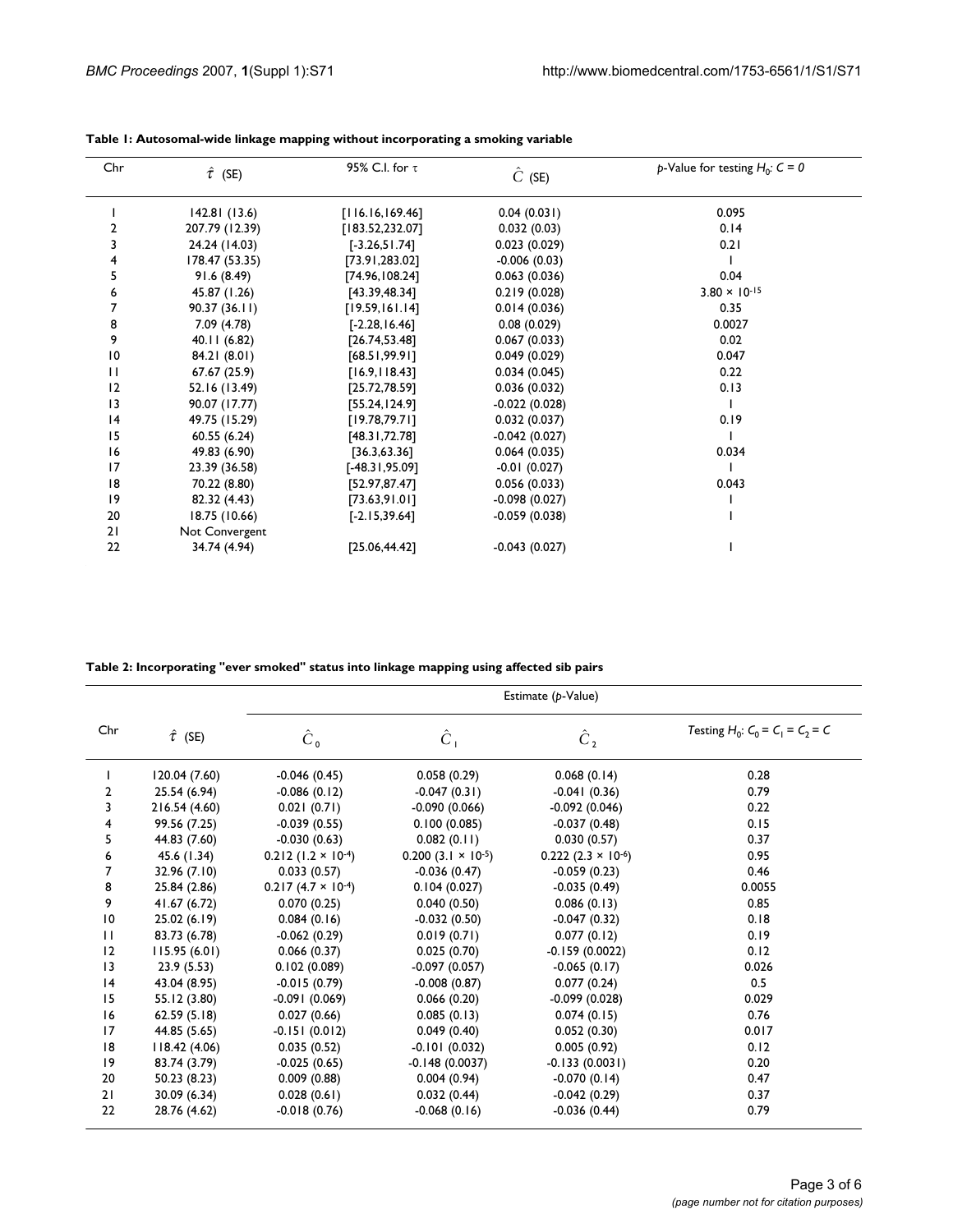**Table 1: Autosomal-wide linkage mapping without incorporating a smoking variable**

| Chr | $\hat{\tau}$ (SE) | 95% C.I. for $\tau$ | $\hat{C}$ (SE) | *p*-Value for testing $H_0$: $C = 0$ |
|---|---|---|---|---|
| 1 | 142.81 (13.6) | [116.16,169.46] | 0.04 (0.031) | 0.095 |
| 2 | 207.79 (12.39) | [183.52,232.07] | 0.032 (0.03) | 0.14 |
| 3 | 24.24 (14.03) | [-3.26,51.74] | 0.023 (0.029) | 0.21 |
| 4 | 178.47 (53.35) | [73.91,283.02] | -0.006 (0.03) | 1 |
| 5 | 91.6 (8.49) | [74.96,108.24] | 0.063 (0.036) | 0.04 |
| 6 | 45.87 (1.26) | [43.39,48.34] | 0.219 (0.028) | $3.80 \times 10^{-15}$ |
| 7 | 90.37 (36.11) | [19.59,161.14] | 0.014 (0.036) | 0.35 |
| 8 | 7.09 (4.78) | [-2.28,16.46] | 0.08 (0.029) | 0.0027 |
| 9 | 40.11 (6.82) | [26.74,53.48] | 0.067 (0.033) | 0.02 |
| 10 | 84.21 (8.01) | [68.51,99.91] | 0.049 (0.029) | 0.047 |
| 11 | 67.67 (25.9) | [16.9,118.43] | 0.034 (0.045) | 0.22 |
| 12 | 52.16 (13.49) | [25.72,78.59] | 0.036 (0.032) | 0.13 |
| 13 | 90.07 (17.77) | [55.24,124.9] | -0.022 (0.028) | 1 |
| 14 | 49.75 (15.29) | [19.78,79.71] | 0.032 (0.037) | 0.19 |
| 15 | 60.55 (6.24) | [48.31,72.78] | -0.042 (0.027) | 1 |
| 16 | 49.83 (6.90) | [36.3,63.36] | 0.064 (0.035) | 0.034 |
| 17 | 23.39 (36.58) | [-48.31,95.09] | -0.01 (0.027) | 1 |
| 18 | 70.22 (8.80) | [52.97,87.47] | 0.056 (0.033) | 0.043 |
| 19 | 82.32 (4.43) | [73.63,91.01] | -0.098 (0.027) | 1 |
| 20 | 18.75 (10.66) | [-2.15,39.64] | -0.059 (0.038) | 1 |
| 21 | Not Convergent | | | |
| 22 | 34.74 (4.94) | [25.06,44.42] | -0.043 (0.027) | 1 |

**Table 2: Incorporating "ever smoked" status into linkage mapping using affected sib pairs**

| Chr | $\hat{\tau}$ (SE) | Estimate (*p*-Value) | | | |
|---|---|---|---|---|---|
| | | $\hat{C}_0$ | $\hat{C}_1$ | $\hat{C}_2$ | *Testing* $H_0$: $C_0 = C_1 = C_2 = C$ |
| 1 | 120.04 (7.60) | -0.046 (0.45) | 0.058 (0.29) | 0.068 (0.14) | 0.28 |
| 2 | 25.54 (6.94) | -0.086 (0.12) | -0.047 (0.31) | -0.041 (0.36) | 0.79 |
| 3 | 216.54 (4.60) | 0.021 (0.71) | -0.090 (0.066) | -0.092 (0.046) | 0.22 |
| 4 | 99.56 (7.25) | -0.039 (0.55) | 0.100 (0.085) | -0.037 (0.48) | 0.15 |
| 5 | 44.83 (7.60) | -0.030 (0.63) | 0.082 (0.11) | 0.030 (0.57) | 0.37 |
| 6 | 45.6 (1.34) | 0.212 ($1.2 \times 10^{-4}$) | 0.200 ($3.1 \times 10^{-5}$) | 0.222 ($2.3 \times 10^{-6}$) | 0.95 |
| 7 | 32.96 (7.10) | 0.033 (0.57) | -0.036 (0.47) | -0.059 (0.23) | 0.46 |
| 8 | 25.84 (2.86) | 0.217 ($4.7 \times 10^{-4}$) | 0.104 (0.027) | -0.035 (0.49) | 0.0055 |
| 9 | 41.67 (6.72) | 0.070 (0.25) | 0.040 (0.50) | 0.086 (0.13) | 0.85 |
| 10 | 25.02 (6.19) | 0.084 (0.16) | -0.032 (0.50) | -0.047 (0.32) | 0.18 |
| 11 | 83.73 (6.78) | -0.062 (0.29) | 0.019 (0.71) | 0.077 (0.12) | 0.19 |
| 12 | 115.95 (6.01) | 0.066 (0.37) | 0.025 (0.70) | -0.159 (0.0022) | 0.12 |
| 13 | 23.9 (5.53) | 0.102 (0.089) | -0.097 (0.057) | -0.065 (0.17) | 0.026 |
| 14 | 43.04 (8.95) | -0.015 (0.79) | -0.008 (0.87) | 0.077 (0.24) | 0.5 |
| 15 | 55.12 (3.80) | -0.091 (0.069) | 0.066 (0.20) | -0.099 (0.028) | 0.029 |
| 16 | 62.59 (5.18) | 0.027 (0.66) | 0.085 (0.13) | 0.074 (0.15) | 0.76 |
| 17 | 44.85 (5.65) | -0.151 (0.012) | 0.049 (0.40) | 0.052 (0.30) | 0.017 |
| 18 | 118.42 (4.06) | 0.035 (0.52) | -0.101 (0.032) | 0.005 (0.92) | 0.12 |
| 19 | 83.74 (3.79) | -0.025 (0.65) | -0.148 (0.0037) | -0.133 (0.0031) | 0.20 |
| 20 | 50.23 (8.23) | 0.009 (0.88) | 0.004 (0.94) | -0.070 (0.14) | 0.47 |
| 21 | 30.09 (6.34) | 0.028 (0.61) | 0.032 (0.44) | -0.042 (0.29) | 0.37 |
| 22 | 28.76 (4.62) | -0.018 (0.76) | -0.068 (0.16) | -0.036 (0.44) | 0.79 |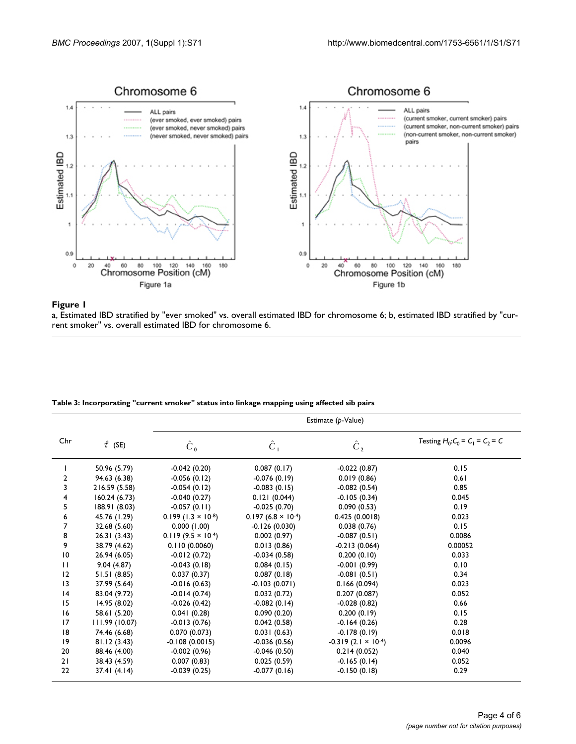**Figure 1**

a, Estimated IBD stratified by "ever smoked" vs. overall estimated IBD for chromosome 6; b, estimated IBD stratified by "current smoker" vs. overall estimated IBD for chromosome 6.

**Table 3: Incorporating "current smoker" status into linkage mapping using affected sib pairs**

| Chr | $\hat{\tau}$ (SE) | Estimate (*p*-Value) | | | |
|---|---|---|---|---|---|
| | | $\hat{C}_0$ | $\hat{C}_1$ | $\hat{C}_2$ | Testing $H_0$: $C_0 = C_1 = C_2 = C$ |
| 1 | 50.96 (5.79) | -0.042 (0.20) | 0.087 (0.17) | -0.022 (0.87) | 0.15 |
| 2 | 94.63 (6.38) | -0.056 (0.12) | -0.076 (0.19) | 0.019 (0.86) | 0.61 |
| 3 | 216.59 (5.58) | -0.054 (0.12) | -0.083 (0.15) | -0.082 (0.54) | 0.85 |
| 4 | 160.24 (6.73) | -0.040 (0.27) | 0.121 (0.044) | -0.105 (0.34) | 0.045 |
| 5 | 188.91 (8.03) | -0.057 (0.11) | -0.025 (0.70) | 0.090 (0.53) | 0.19 |
| 6 | 45.76 (1.29) | 0.199 ($1.3 \times 10^{-8}$) | 0.197 ($6.8 \times 10^{-4}$) | 0.425 (0.0018) | 0.023 |
| 7 | 32.68 (5.60) | 0.000 (1.00) | -0.126 (0.030) | 0.038 (0.76) | 0.15 |
| 8 | 26.31 (3.43) | 0.119 ($9.5 \times 10^{-4}$) | 0.002 (0.97) | -0.087 (0.51) | 0.0086 |
| 9 | 38.79 (4.62) | 0.110 (0.0060) | 0.013 (0.86) | -0.213 (0.064) | 0.00052 |
| 10 | 26.94 (6.05) | -0.012 (0.72) | -0.034 (0.58) | 0.200 (0.10) | 0.033 |
| 11 | 9.04 (4.87) | -0.043 (0.18) | 0.084 (0.15) | -0.001 (0.99) | 0.10 |
| 12 | 51.51 (8.85) | 0.037 (0.37) | 0.087 (0.18) | -0.081 (0.51) | 0.34 |
| 13 | 37.99 (5.64) | -0.016 (0.63) | -0.103 (0.071) | 0.166 (0.094) | 0.023 |
| 14 | 83.04 (9.72) | -0.014 (0.74) | 0.032 (0.72) | 0.207 (0.087) | 0.052 |
| 15 | 14.95 (8.02) | -0.026 (0.42) | -0.082 (0.14) | -0.028 (0.82) | 0.66 |
| 16 | 58.61 (5.20) | 0.041 (0.28) | 0.090 (0.20) | 0.200 (0.19) | 0.15 |
| 17 | 111.99 (10.07) | -0.013 (0.76) | 0.042 (0.58) | -0.164 (0.26) | 0.28 |
| 18 | 74.46 (6.68) | 0.070 (0.073) | 0.031 (0.63) | -0.178 (0.19) | 0.018 |
| 19 | 81.12 (3.43) | -0.108 (0.0015) | -0.036 (0.56) | -0.319 ($2.1 \times 10^{-4}$) | 0.0096 |
| 20 | 88.46 (4.00) | -0.002 (0.96) | -0.046 (0.50) | 0.214 (0.052) | 0.040 |
| 21 | 38.43 (4.59) | 0.007 (0.83) | 0.025 (0.59) | -0.165 (0.14) | 0.052 |
| 22 | 37.41 (4.14) | -0.039 (0.25) | -0.077 (0.16) | -0.150 (0.18) | 0.29 |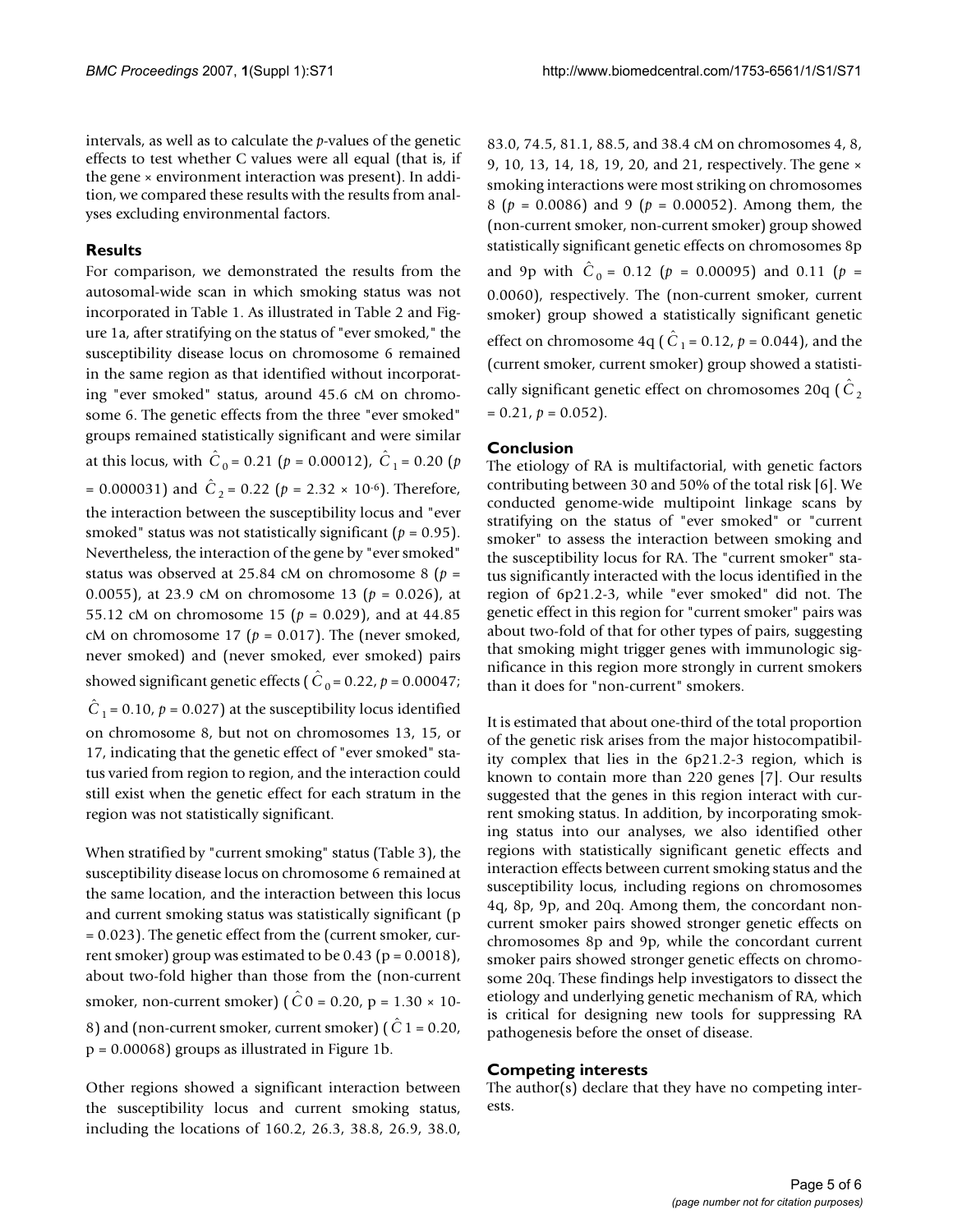intervals, as well as to calculate the *p*-values of the genetic effects to test whether C values were all equal (that is, if the gene × environment interaction was present). In addition, we compared these results with the results from analyses excluding environmental factors.

## Results

For comparison, we demonstrated the results from the autosomal-wide scan in which smoking status was not incorporated in Table 1. As illustrated in Table 2 and Figure 1a, after stratifying on the status of "ever smoked," the susceptibility disease locus on chromosome 6 remained in the same region as that identified without incorporating "ever smoked" status, around 45.6 cM on chromosome 6. The genetic effects from the three "ever smoked" groups remained statistically significant and were similar at this locus, with $\hat{C}_0 = 0.21$ ($p = 0.00012$), $\hat{C}_1 = 0.20$ ($p = 0.000031$) and $\hat{C}_2 = 0.22$ ($p = 2.32 \times 10^{-6}$). Therefore, the interaction between the susceptibility locus and "ever smoked" status was not statistically significant ($p = 0.95$). Nevertheless, the interaction of the gene by "ever smoked" status was observed at 25.84 cM on chromosome 8 ($p = 0.0055$), at 23.9 cM on chromosome 13 ($p = 0.026$), at 55.12 cM on chromosome 15 ($p = 0.029$), and at 44.85 cM on chromosome 17 ($p = 0.017$). The (never smoked, never smoked) and (never smoked, ever smoked) pairs showed significant genetic effects ($\hat{C}_0 = 0.22$, $p = 0.00047$; $\hat{C}_1 = 0.10$, $p = 0.027$) at the susceptibility locus identified on chromosome 8, but not on chromosomes 13, 15, or 17, indicating that the genetic effect of "ever smoked" status varied from region to region, and the interaction could still exist when the genetic effect for each stratum in the region was not statistically significant.

When stratified by "current smoking" status (Table 3), the susceptibility disease locus on chromosome 6 remained at the same location, and the interaction between this locus and current smoking status was statistically significant (p = 0.023). The genetic effect from the (current smoker, current smoker) group was estimated to be 0.43 (p = 0.0018), about two-fold higher than those from the (non-current smoker, non-current smoker) ($\hat{C}0 = 0.20$, p = 1.30 × 10-8) and (non-current smoker, current smoker) ($\hat{C}1 = 0.20$, p = 0.00068) groups as illustrated in Figure 1b.

Other regions showed a significant interaction between the susceptibility locus and current smoking status, including the locations of 160.2, 26.3, 38.8, 26.9, 38.0, 83.0, 74.5, 81.1, 88.5, and 38.4 cM on chromosomes 4, 8, 9, 10, 13, 14, 18, 19, 20, and 21, respectively. The gene × smoking interactions were most striking on chromosomes 8 ($p = 0.0086$) and 9 ($p = 0.00052$). Among them, the (non-current smoker, non-current smoker) group showed statistically significant genetic effects on chromosomes 8p and 9p with $\hat{C}_0 = 0.12$ ($p = 0.00095$) and 0.11 ($p = 0.0060$), respectively. The (non-current smoker, current smoker) group showed a statistically significant genetic effect on chromosome 4q ($\hat{C}_1 = 0.12$, $p = 0.044$), and the (current smoker, current smoker) group showed a statistically significant genetic effect on chromosomes 20q ($\hat{C}_2 = 0.21$, $p = 0.052$).

## Conclusion

The etiology of RA is multifactorial, with genetic factors contributing between 30 and 50% of the total risk [6]. We conducted genome-wide multipoint linkage scans by stratifying on the status of "ever smoked" or "current smoker" to assess the interaction between smoking and the susceptibility locus for RA. The "current smoker" status significantly interacted with the locus identified in the region of 6p21.2-3, while "ever smoked" did not. The genetic effect in this region for "current smoker" pairs was about two-fold of that for other types of pairs, suggesting that smoking might trigger genes with immunologic significance in this region more strongly in current smokers than it does for "non-current" smokers.

It is estimated that about one-third of the total proportion of the genetic risk arises from the major histocompatibility complex that lies in the 6p21.2-3 region, which is known to contain more than 220 genes [7]. Our results suggested that the genes in this region interact with current smoking status. In addition, by incorporating smoking status into our analyses, we also identified other regions with statistically significant genetic effects and interaction effects between current smoking status and the susceptibility locus, including regions on chromosomes 4q, 8p, 9p, and 20q. Among them, the concordant non-current smoker pairs showed stronger genetic effects on chromosomes 8p and 9p, while the concordant current smoker pairs showed stronger genetic effects on chromosome 20q. These findings help investigators to dissect the etiology and underlying genetic mechanism of RA, which is critical for designing new tools for suppressing RA pathogenesis before the onset of disease.

## Competing interests

The author(s) declare that they have no competing interests.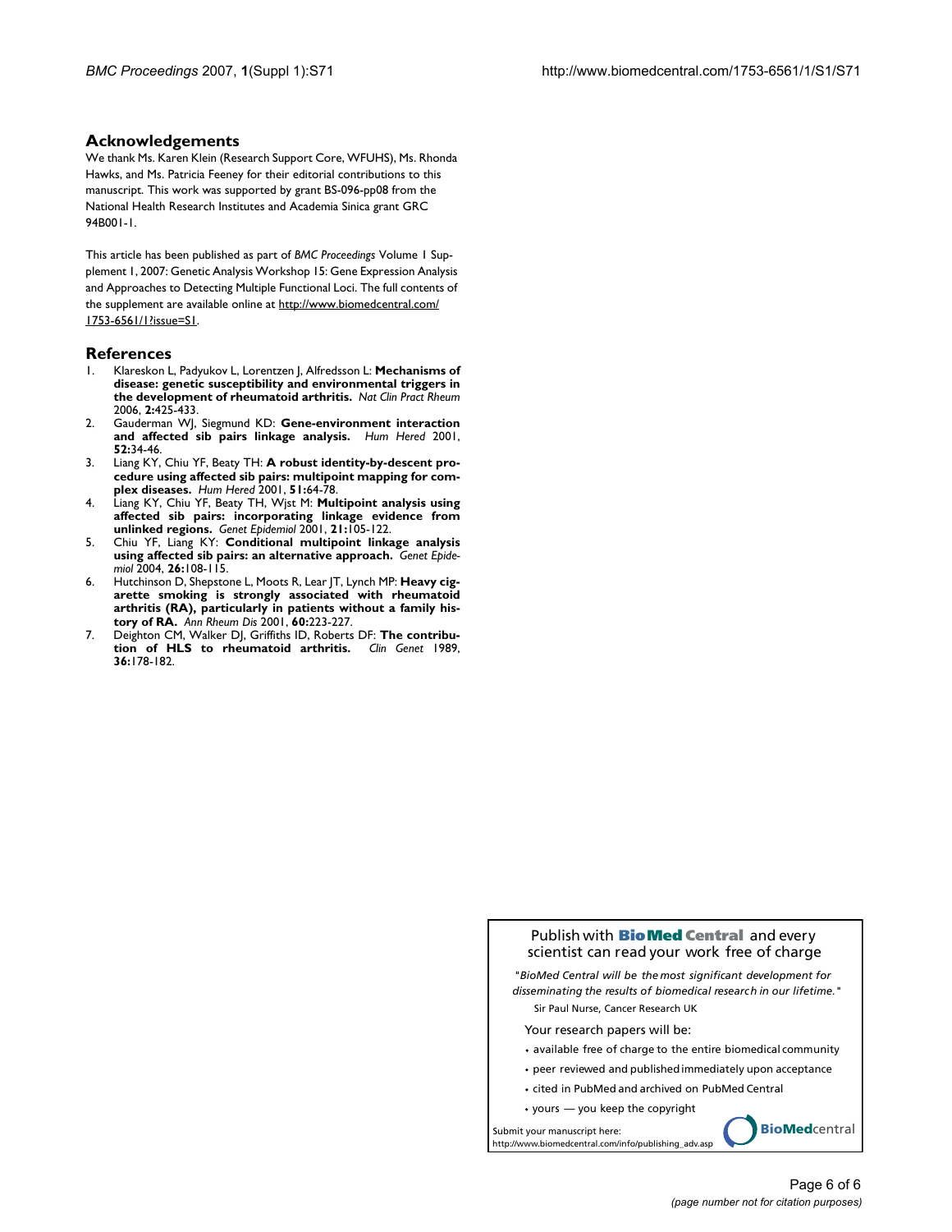## Acknowledgements

We thank Ms. Karen Klein (Research Support Core, WFUHS), Ms. Rhonda Hawks, and Ms. Patricia Feeney for their editorial contributions to this manuscript. This work was supported by grant BS-096-pp08 from the National Health Research Institutes and Academia Sinica grant GRC 94B001-1.

This article has been published as part of *BMC Proceedings* Volume 1 Supplement 1, 2007: Genetic Analysis Workshop 15: Gene Expression Analysis and Approaches to Detecting Multiple Functional Loci. The full contents of the supplement are available online at http://www.biomedcentral.com/1753-6561/1?issue=S1.

## References

1. Klareskon L, Padyukov L, Lorentzen J, Alfredsson L: **Mechanisms of disease: genetic susceptibility and environmental triggers in the development of rheumatoid arthritis.** *Nat Clin Pract Rheum* 2006, **2:**425-433.
2. Gauderman WJ, Siegmund KD: **Gene-environment interaction and affected sib pairs linkage analysis.** *Hum Hered* 2001, **52:**34-46.
3. Liang KY, Chiu YF, Beaty TH: **A robust identity-by-descent procedure using affected sib pairs: multipoint mapping for complex diseases.** *Hum Hered* 2001, **51:**64-78.
4. Liang KY, Chiu YF, Beaty TH, Wjst M: **Multipoint analysis using affected sib pairs: incorporating linkage evidence from unlinked regions.** *Genet Epidemiol* 2001, **21:**105-122.
5. Chiu YF, Liang KY: **Conditional multipoint linkage analysis using affected sib pairs: an alternative approach.** *Genet Epidemiol* 2004, **26:**108-115.
6. Hutchinson D, Shepstone L, Moots R, Lear JT, Lynch MP: **Heavy cigarette smoking is strongly associated with rheumatoid arthritis (RA), particularly in patients without a family history of RA.** *Ann Rheum Dis* 2001, **60:**223-227.
7. Deighton CM, Walker DJ, Griffiths ID, Roberts DF: **The contribution of HLS to rheumatoid arthritis.** *Clin Genet* 1989, **36:**178-182.

Publish with **BioMed Central** and every scientist can read your work free of charge

*"BioMed Central will be the most significant development for disseminating the results of biomedical research in our lifetime."*

Sir Paul Nurse, Cancer Research UK

Your research papers will be:

- available free of charge to the entire biomedical community
- peer reviewed and published immediately upon acceptance
- cited in PubMed and archived on PubMed Central
- yours — you keep the copyright

Submit your manuscript here:
http://www.biomedcentral.com/info/publishing_adv.asp

BioMedcentral